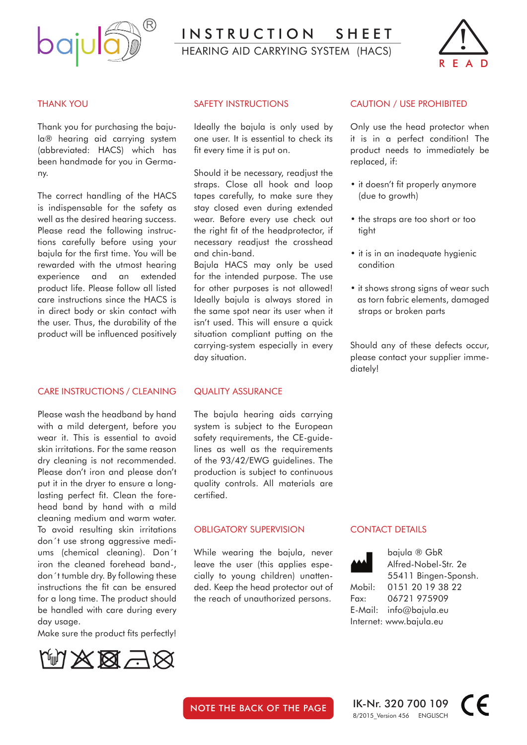# INSTRUCTION SHEET

HEARING AID CARRYING SYSTEM (HACS)

READ

## THANK YOU

Thank you for purchasing the bajula® hearing aid carrying system (abbreviated: HACS) which has been handmade for you in Germany.

The correct handling of the HACS is indispensable for the safety as well as the desired hearing success. Please read the following instructions carefully before using your bajula for the first time. You will be rewarded with the utmost hearing experience and an extended product life. Please follow all listed care instructions since the HACS is in direct body or skin contact with the user. Thus, the durability of the product will be influenced positively

## SAFETY INSTRUCTIONS

Ideally the bajula is only used by one user. It is essential to check its fit every time it is put on.

Should it be necessary, readjust the straps. Close all hook and loop tapes carefully, to make sure they stay closed even during extended wear. Before every use check out the right fit of the headprotector, if necessary readjust the crosshead and chin-band.
Bajula HACS may only be used for the intended purpose. The use for other purposes is not allowed! Ideally bajula is always stored in the same spot near its user when it isn't used. This will ensure a quick situation compliant putting on the carrying-system especially in every day situation.

## CAUTION / USE PROHIBITED

Only use the head protector when it is in a perfect condition! The product needs to immediately be replaced, if:

- it doesn't fit properly anymore (due to growth)
- the straps are too short or too tight
- it is in an inadequate hygienic condition
- it shows strong signs of wear such as torn fabric elements, damaged straps or broken parts

Should any of these defects occur, please contact your supplier immediately!

## CARE INSTRUCTIONS / CLEANING

Please wash the headband by hand with a mild detergent, before you wear it. This is essential to avoid skin irritations. For the same reason dry cleaning is not recommended. Please don't iron and please don't put it in the dryer to ensure a long-lasting perfect fit. Clean the forehead band by hand with a mild cleaning medium and warm water. To avoid resulting skin irritations don´t use strong aggressive mediums (chemical cleaning). Don´t iron the cleaned forehead band-, don´t tumble dry. By following these instructions the fit can be ensured for a long time. The product should be handled with care during every day usage.
Make sure the product fits perfectly!

## QUALITY ASSURANCE

The bajula hearing aids carrying system is subject to the European safety requirements, the CE-guidelines as well as the requirements of the 93/42/EWG guidelines. The production is subject to continuous quality controls. All materials are certified.

## OBLIGATORY SUPERVISION

While wearing the bajula, never leave the user (this applies especially to young children) unattended. Keep the head protector out of the reach of unauthorized persons.

## CONTACT DETAILS

bajula ® GbR
Alfred-Nobel-Str. 2e
55411 Bingen-Sponsh.
Mobil: 0151 20 19 38 22
Fax: 06721 975909
E-Mail: info@bajula.eu
Internet: www.bajula.eu

NOTE THE BACK OF THE PAGE

IK-Nr. 320 700 109

8/2015_Version 456 ENGLISCH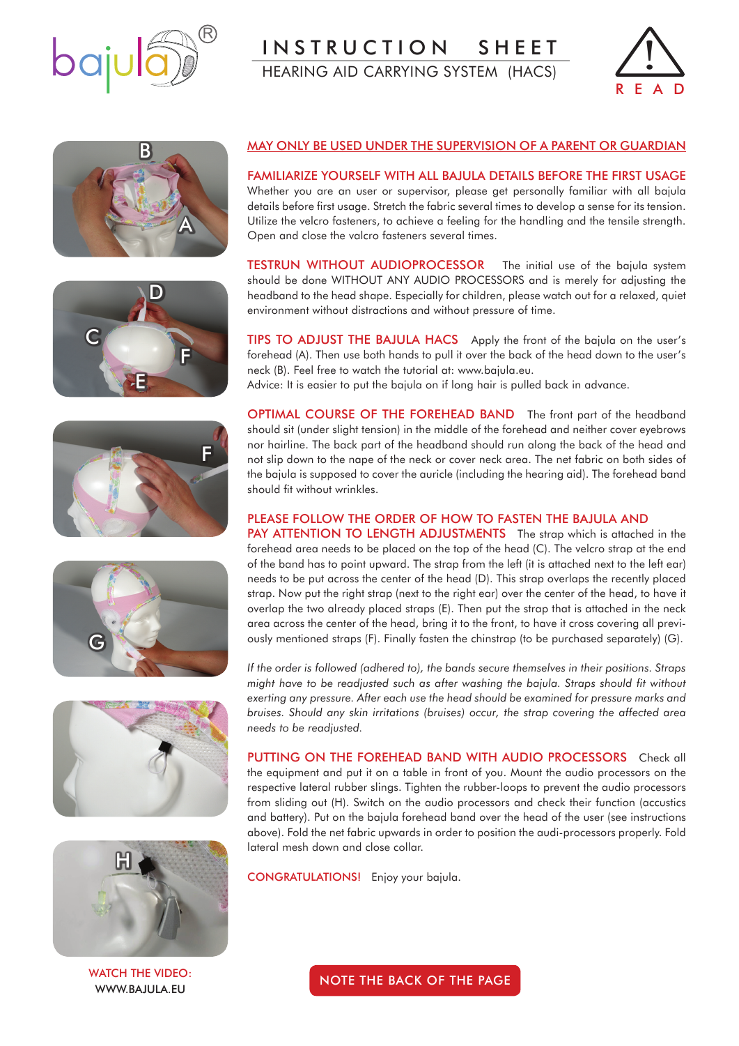# INSTRUCTION SHEET

HEARING AID CARRYING SYSTEM (HACS)

READ

**MAY ONLY BE USED UNDER THE SUPERVISION OF A PARENT OR GUARDIAN**

**FAMILIARIZE YOURSELF WITH ALL BAJULA DETAILS BEFORE THE FIRST USAGE**
Whether you are an user or supervisor, please get personally familiar with all bajula details before first usage. Stretch the fabric several times to develop a sense for its tension. Utilize the velcro fasteners, to achieve a feeling for the handling and the tensile strength. Open and close the valcro fasteners several times.

**TESTRUN WITHOUT AUDIOPROCESSOR** The initial use of the bajula system should be done WITHOUT ANY AUDIO PROCESSORS and is merely for adjusting the headband to the head shape. Especially for children, please watch out for a relaxed, quiet environment without distractions and without pressure of time.

**TIPS TO ADJUST THE BAJULA HACS** Apply the front of the bajula on the user's forehead (A). Then use both hands to pull it over the back of the head down to the user's neck (B). Feel free to watch the tutorial at: www.bajula.eu.
Advice: It is easier to put the bajula on if long hair is pulled back in advance.

**OPTIMAL COURSE OF THE FOREHEAD BAND** The front part of the headband should sit (under slight tension) in the middle of the forehead and neither cover eyebrows nor hairline. The back part of the headband should run along the back of the head and not slip down to the nape of the neck or cover neck area. The net fabric on both sides of the bajula is supposed to cover the auricle (including the hearing aid). The forehead band should fit without wrinkles.

**PLEASE FOLLOW THE ORDER OF HOW TO FASTEN THE BAJULA AND PAY ATTENTION TO LENGTH ADJUSTMENTS** The strap which is attached in the forehead area needs to be placed on the top of the head (C). The velcro strap at the end of the band has to point upward. The strap from the left (it is attached next to the left ear) needs to be put across the center of the head (D). This strap overlaps the recently placed strap. Now put the right strap (next to the right ear) over the center of the head, to have it overlap the two already placed straps (E). Then put the strap that is attached in the neck area across the center of the head, bring it to the front, to have it cross covering all previously mentioned straps (F). Finally fasten the chinstrap (to be purchased separately) (G).

*If the order is followed (adhered to), the bands secure themselves in their positions. Straps might have to be readjusted such as after washing the bajula. Straps should fit without exerting any pressure. After each use the head should be examined for pressure marks and bruises. Should any skin irritations (bruises) occur, the strap covering the affected area needs to be readjusted.*

**PUTTING ON THE FOREHEAD BAND WITH AUDIO PROCESSORS** Check all the equipment and put it on a table in front of you. Mount the audio processors on the respective lateral rubber slings. Tighten the rubber-loops to prevent the audio processors from sliding out (H). Switch on the audio processors and check their function (accustics and battery). Put on the bajula forehead band over the head of the user (see instructions above). Fold the net fabric upwards in order to position the audi-processors properly. Fold lateral mesh down and close collar.

**CONGRATULATIONS!** Enjoy your bajula.

WATCH THE VIDEO:
WWW.BAJULA.EU

NOTE THE BACK OF THE PAGE